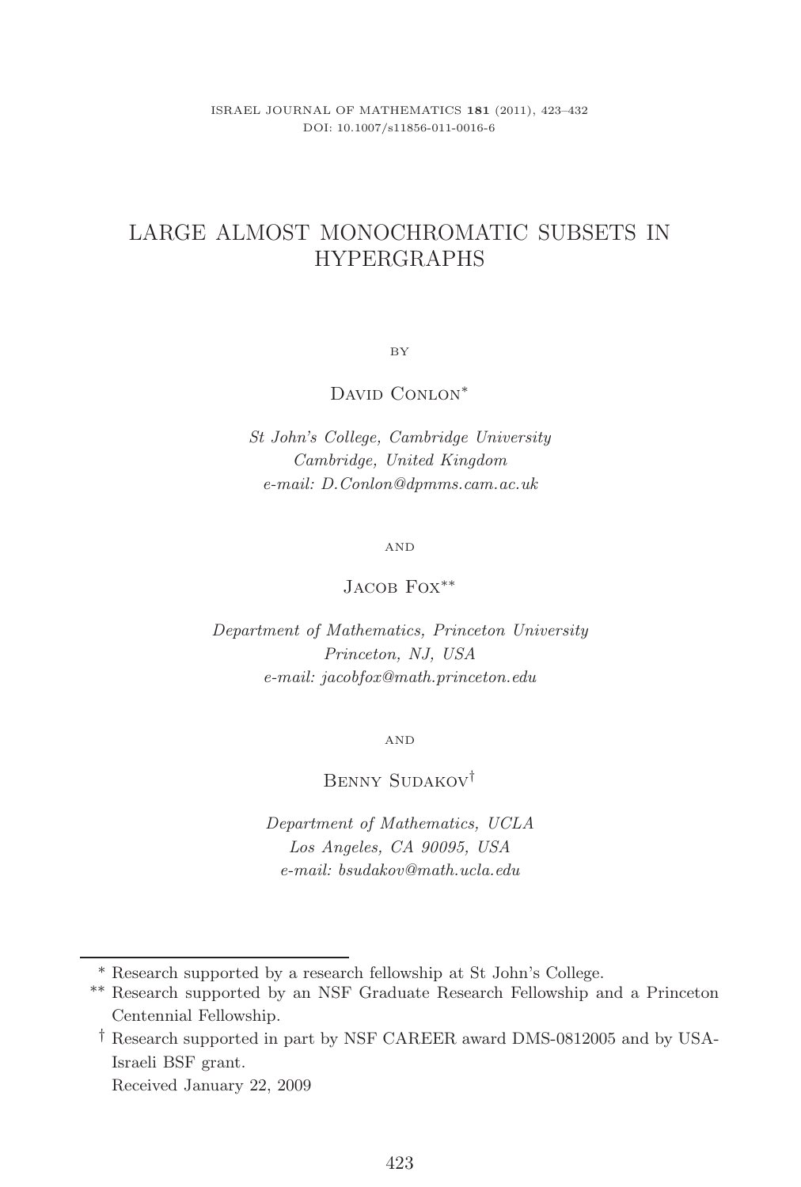# LARGE ALMOST MONOCHROMATIC SUBSETS IN HYPERGRAPHS

BY

David Conlon*

*St John's College, Cambridge University*
*Cambridge, United Kingdom*
*e-mail: D.Conlon@dpmms.cam.ac.uk*

AND

Jacob Fox**

*Department of Mathematics, Princeton University*
*Princeton, NJ, USA*
*e-mail: jacobfox@math.princeton.edu*

AND

Benny Sudakov†

*Department of Mathematics, UCLA*
*Los Angeles, CA 90095, USA*
*e-mail: bsudakov@math.ucla.edu*

---

\* Research supported by a research fellowship at St John's College.

\*\* Research supported by an NSF Graduate Research Fellowship and a Princeton Centennial Fellowship.

† Research supported in part by NSF CAREER award DMS-0812005 and by USA-Israeli BSF grant.

Received January 22, 2009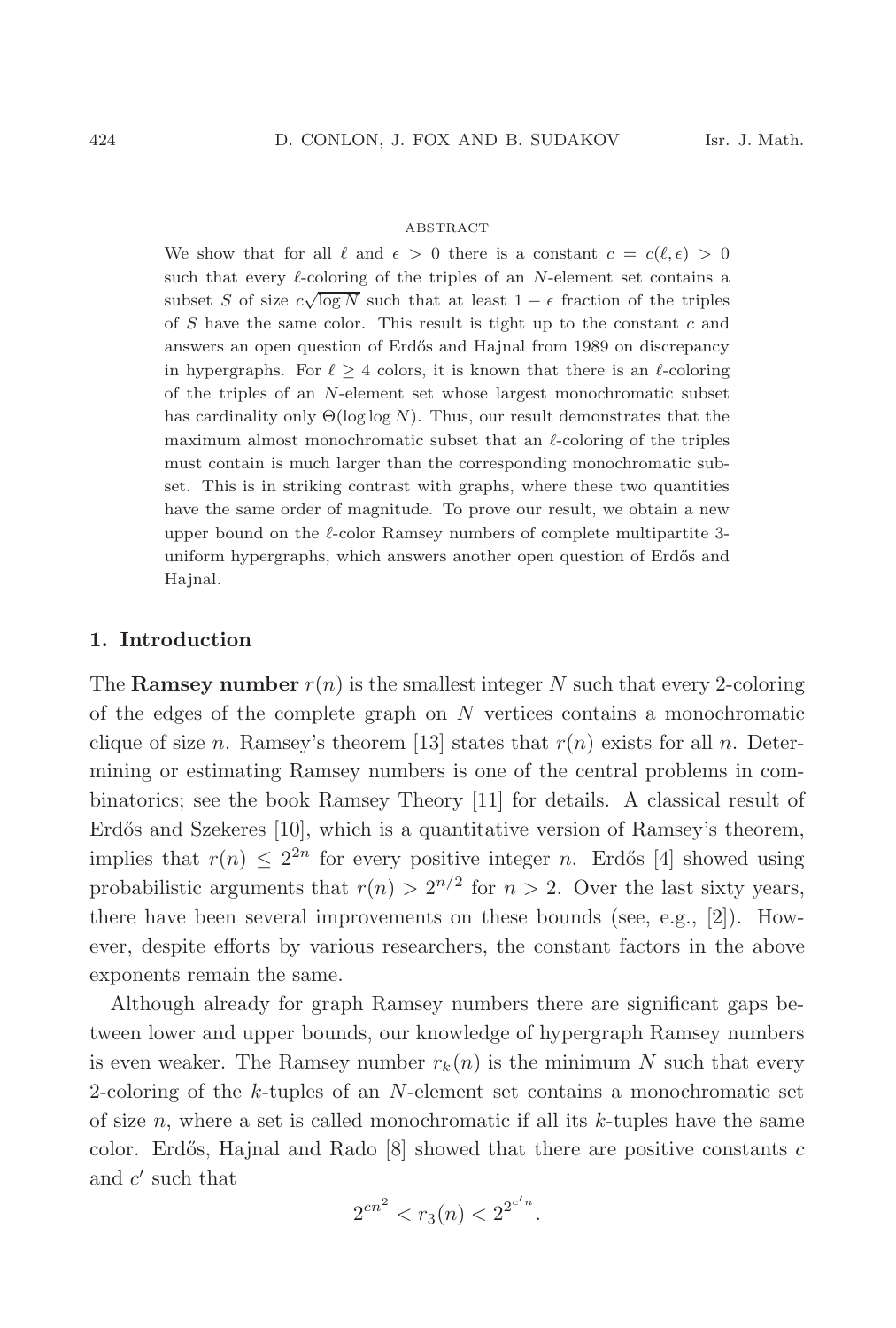ABSTRACT

We show that for all $\ell$ and $\epsilon > 0$ there is a constant $c = c(\ell, \epsilon) > 0$ such that every $\ell$-coloring of the triples of an $N$-element set contains a subset $S$ of size $c\sqrt{\log N}$ such that at least $1 - \epsilon$ fraction of the triples of $S$ have the same color. This result is tight up to the constant $c$ and answers an open question of Erdős and Hajnal from 1989 on discrepancy in hypergraphs. For $\ell \geq 4$ colors, it is known that there is an $\ell$-coloring of the triples of an $N$-element set whose largest monochromatic subset has cardinality only $\Theta(\log \log N)$. Thus, our result demonstrates that the maximum almost monochromatic subset that an $\ell$-coloring of the triples must contain is much larger than the corresponding monochromatic subset. This is in striking contrast with graphs, where these two quantities have the same order of magnitude. To prove our result, we obtain a new upper bound on the $\ell$-color Ramsey numbers of complete multipartite 3-uniform hypergraphs, which answers another open question of Erdős and Hajnal.

## 1. Introduction

The **Ramsey number** $r(n)$ is the smallest integer $N$ such that every 2-coloring of the edges of the complete graph on $N$ vertices contains a monochromatic clique of size $n$. Ramsey's theorem [13] states that $r(n)$ exists for all $n$. Determining or estimating Ramsey numbers is one of the central problems in combinatorics; see the book Ramsey Theory [11] for details. A classical result of Erdős and Szekeres [10], which is a quantitative version of Ramsey's theorem, implies that $r(n) \leq 2^{2n}$ for every positive integer $n$. Erdős [4] showed using probabilistic arguments that $r(n) > 2^{n/2}$ for $n > 2$. Over the last sixty years, there have been several improvements on these bounds (see, e.g., [2]). However, despite efforts by various researchers, the constant factors in the above exponents remain the same.

Although already for graph Ramsey numbers there are significant gaps between lower and upper bounds, our knowledge of hypergraph Ramsey numbers is even weaker. The Ramsey number $r_k(n)$ is the minimum $N$ such that every 2-coloring of the $k$-tuples of an $N$-element set contains a monochromatic set of size $n$, where a set is called monochromatic if all its $k$-tuples have the same color. Erdős, Hajnal and Rado [8] showed that there are positive constants $c$ and $c'$ such that

$$2^{cn^2} < r_3(n) < 2^{2^{c'n}}.$$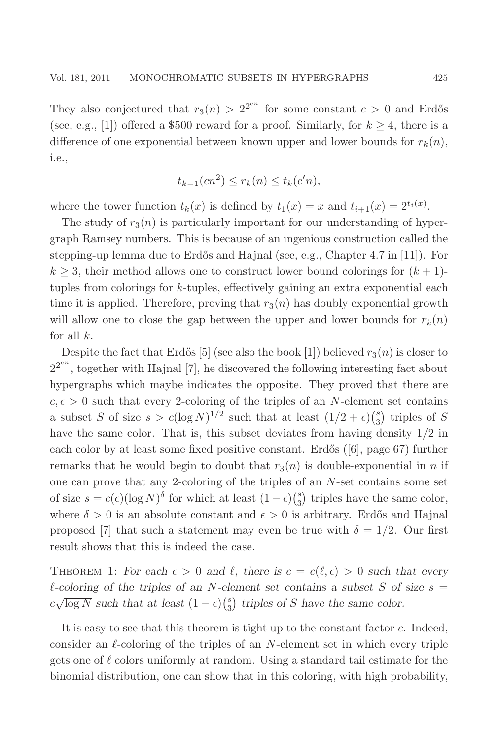They also conjectured that $r_3(n) > 2^{2^{cn}}$ for some constant $c > 0$ and Erdős (see, e.g., [1]) offered a \$500 reward for a proof. Similarly, for $k \geq 4$, there is a difference of one exponential between known upper and lower bounds for $r_k(n)$, i.e.,

$$t_{k-1}(cn^2) \leq r_k(n) \leq t_k(c'n),$$

where the tower function $t_k(x)$ is defined by $t_1(x) = x$ and $t_{i+1}(x) = 2^{t_i(x)}$.

The study of $r_3(n)$ is particularly important for our understanding of hypergraph Ramsey numbers. This is because of an ingenious construction called the stepping-up lemma due to Erdős and Hajnal (see, e.g., Chapter 4.7 in [11]). For $k \geq 3$, their method allows one to construct lower bound colorings for $(k+1)$-tuples from colorings for $k$-tuples, effectively gaining an extra exponential each time it is applied. Therefore, proving that $r_3(n)$ has doubly exponential growth will allow one to close the gap between the upper and lower bounds for $r_k(n)$ for all $k$.

Despite the fact that Erdős [5] (see also the book [1]) believed $r_3(n)$ is closer to $2^{2^{cn}}$, together with Hajnal [7], he discovered the following interesting fact about hypergraphs which maybe indicates the opposite. They proved that there are $c, \epsilon > 0$ such that every 2-coloring of the triples of an $N$-element set contains a subset $S$ of size $s > c(\log N)^{1/2}$ such that at least $(1/2 + \epsilon)\binom{s}{3}$ triples of $S$ have the same color. That is, this subset deviates from having density $1/2$ in each color by at least some fixed positive constant. Erdős ([6], page 67) further remarks that he would begin to doubt that $r_3(n)$ is double-exponential in $n$ if one can prove that any 2-coloring of the triples of an $N$-set contains some set of size $s = c(\epsilon)(\log N)^{\delta}$ for which at least $(1-\epsilon)\binom{s}{3}$ triples have the same color, where $\delta > 0$ is an absolute constant and $\epsilon > 0$ is arbitrary. Erdős and Hajnal proposed [7] that such a statement may even be true with $\delta = 1/2$. Our first result shows that this is indeed the case.

Theorem 1: *For each $\epsilon > 0$ and $\ell$, there is $c = c(\ell, \epsilon) > 0$ such that every $\ell$-coloring of the triples of an $N$-element set contains a subset $S$ of size $s = c\sqrt{\log N}$ such that at least $(1-\epsilon)\binom{s}{3}$ triples of $S$ have the same color.*

It is easy to see that this theorem is tight up to the constant factor $c$. Indeed, consider an $\ell$-coloring of the triples of an $N$-element set in which every triple gets one of $\ell$ colors uniformly at random. Using a standard tail estimate for the binomial distribution, one can show that in this coloring, with high probability,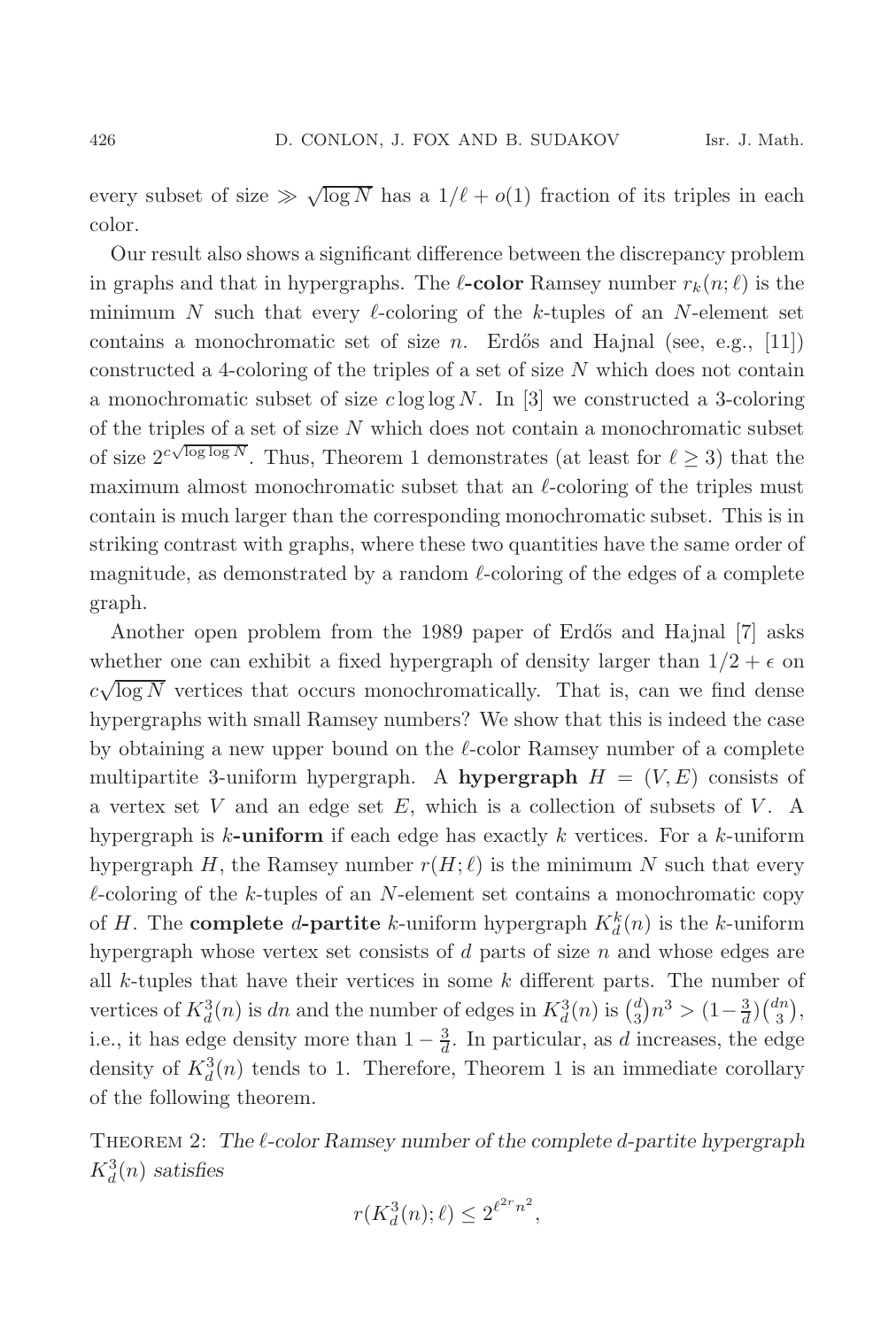every subset of size $\gg \sqrt{\log N}$ has a $1/\ell + o(1)$ fraction of its triples in each color.

Our result also shows a significant difference between the discrepancy problem in graphs and that in hypergraphs. The **$\ell$-color** Ramsey number $r_k(n;\ell)$ is the minimum $N$ such that every $\ell$-coloring of the $k$-tuples of an $N$-element set contains a monochromatic set of size $n$. Erdős and Hajnal (see, e.g., [11]) constructed a 4-coloring of the triples of a set of size $N$ which does not contain a monochromatic subset of size $c \log \log N$. In [3] we constructed a 3-coloring of the triples of a set of size $N$ which does not contain a monochromatic subset of size $2^{c\sqrt{\log \log N}}$. Thus, Theorem 1 demonstrates (at least for $\ell \geq 3$) that the maximum almost monochromatic subset that an $\ell$-coloring of the triples must contain is much larger than the corresponding monochromatic subset. This is in striking contrast with graphs, where these two quantities have the same order of magnitude, as demonstrated by a random $\ell$-coloring of the edges of a complete graph.

Another open problem from the 1989 paper of Erdős and Hajnal [7] asks whether one can exhibit a fixed hypergraph of density larger than $1/2 + \epsilon$ on $c\sqrt{\log N}$ vertices that occurs monochromatically. That is, can we find dense hypergraphs with small Ramsey numbers? We show that this is indeed the case by obtaining a new upper bound on the $\ell$-color Ramsey number of a complete multipartite 3-uniform hypergraph. A **hypergraph** $H = (V, E)$ consists of a vertex set $V$ and an edge set $E$, which is a collection of subsets of $V$. A hypergraph is **$k$-uniform** if each edge has exactly $k$ vertices. For a $k$-uniform hypergraph $H$, the Ramsey number $r(H;\ell)$ is the minimum $N$ such that every $\ell$-coloring of the $k$-tuples of an $N$-element set contains a monochromatic copy of $H$. The **complete $d$-partite** $k$-uniform hypergraph $K_d^k(n)$ is the $k$-uniform hypergraph whose vertex set consists of $d$ parts of size $n$ and whose edges are all $k$-tuples that have their vertices in some $k$ different parts. The number of vertices of $K_d^3(n)$ is $dn$ and the number of edges in $K_d^3(n)$ is $\binom{d}{3}n^3 > (1-\frac{3}{d})\binom{dn}{3}$, i.e., it has edge density more than $1 - \frac{3}{d}$. In particular, as $d$ increases, the edge density of $K_d^3(n)$ tends to 1. Therefore, Theorem 1 is an immediate corollary of the following theorem.

Theorem 2: *The $\ell$-color Ramsey number of the complete $d$-partite hypergraph $K_d^3(n)$ satisfies*

$$r(K_d^3(n);\ell) \leq 2^{\ell^{2r}n^2},$$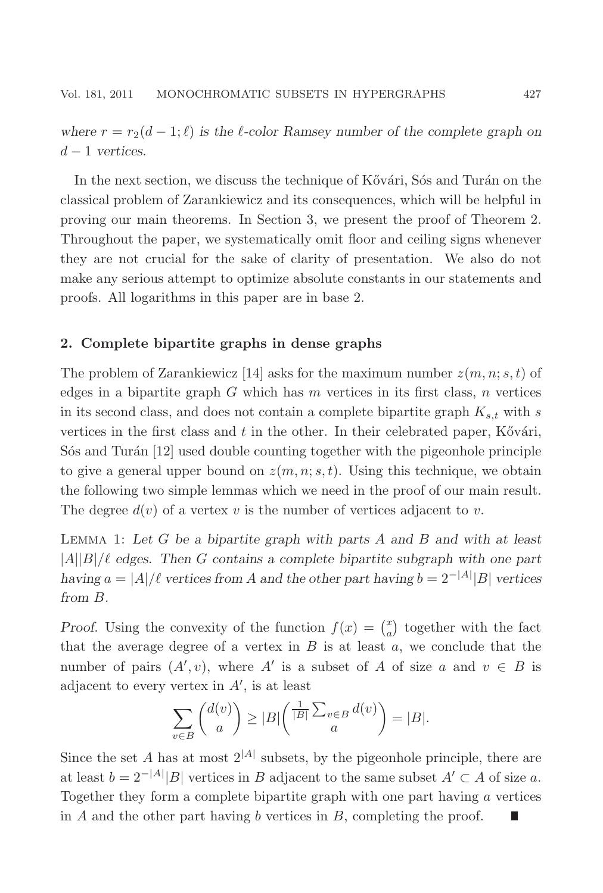*where $r = r_2(d-1;\ell)$ is the $\ell$-color Ramsey number of the complete graph on $d-1$ vertices.*

In the next section, we discuss the technique of Kővári, Sós and Turán on the classical problem of Zarankiewicz and its consequences, which will be helpful in proving our main theorems. In Section 3, we present the proof of Theorem 2. Throughout the paper, we systematically omit floor and ceiling signs whenever they are not crucial for the sake of clarity of presentation. We also do not make any serious attempt to optimize absolute constants in our statements and proofs. All logarithms in this paper are in base 2.

## 2. Complete bipartite graphs in dense graphs

The problem of Zarankiewicz [14] asks for the maximum number $z(m,n;s,t)$ of edges in a bipartite graph $G$ which has $m$ vertices in its first class, $n$ vertices in its second class, and does not contain a complete bipartite graph $K_{s,t}$ with $s$ vertices in the first class and $t$ in the other. In their celebrated paper, Kővári, Sós and Turán [12] used double counting together with the pigeonhole principle to give a general upper bound on $z(m,n;s,t)$. Using this technique, we obtain the following two simple lemmas which we need in the proof of our main result. The degree $d(v)$ of a vertex $v$ is the number of vertices adjacent to $v$.

Lemma 1: *Let $G$ be a bipartite graph with parts $A$ and $B$ and with at least $|A||B|/\ell$ edges. Then $G$ contains a complete bipartite subgraph with one part having $a = |A|/\ell$ vertices from $A$ and the other part having $b = 2^{-|A|}|B|$ vertices from $B$.*

*Proof.* Using the convexity of the function $f(x) = \binom{x}{a}$ together with the fact that the average degree of a vertex in $B$ is at least $a$, we conclude that the number of pairs $(A', v)$, where $A'$ is a subset of $A$ of size $a$ and $v \in B$ is adjacent to every vertex in $A'$, is at least

$$\sum_{v \in B} \binom{d(v)}{a} \geq |B| \binom{\frac{1}{|B|}\sum_{v\in B} d(v)}{a} = |B|.$$

Since the set $A$ has at most $2^{|A|}$ subsets, by the pigeonhole principle, there are at least $b = 2^{-|A|}|B|$ vertices in $B$ adjacent to the same subset $A' \subset A$ of size $a$. Together they form a complete bipartite graph with one part having $a$ vertices in $A$ and the other part having $b$ vertices in $B$, completing the proof. ∎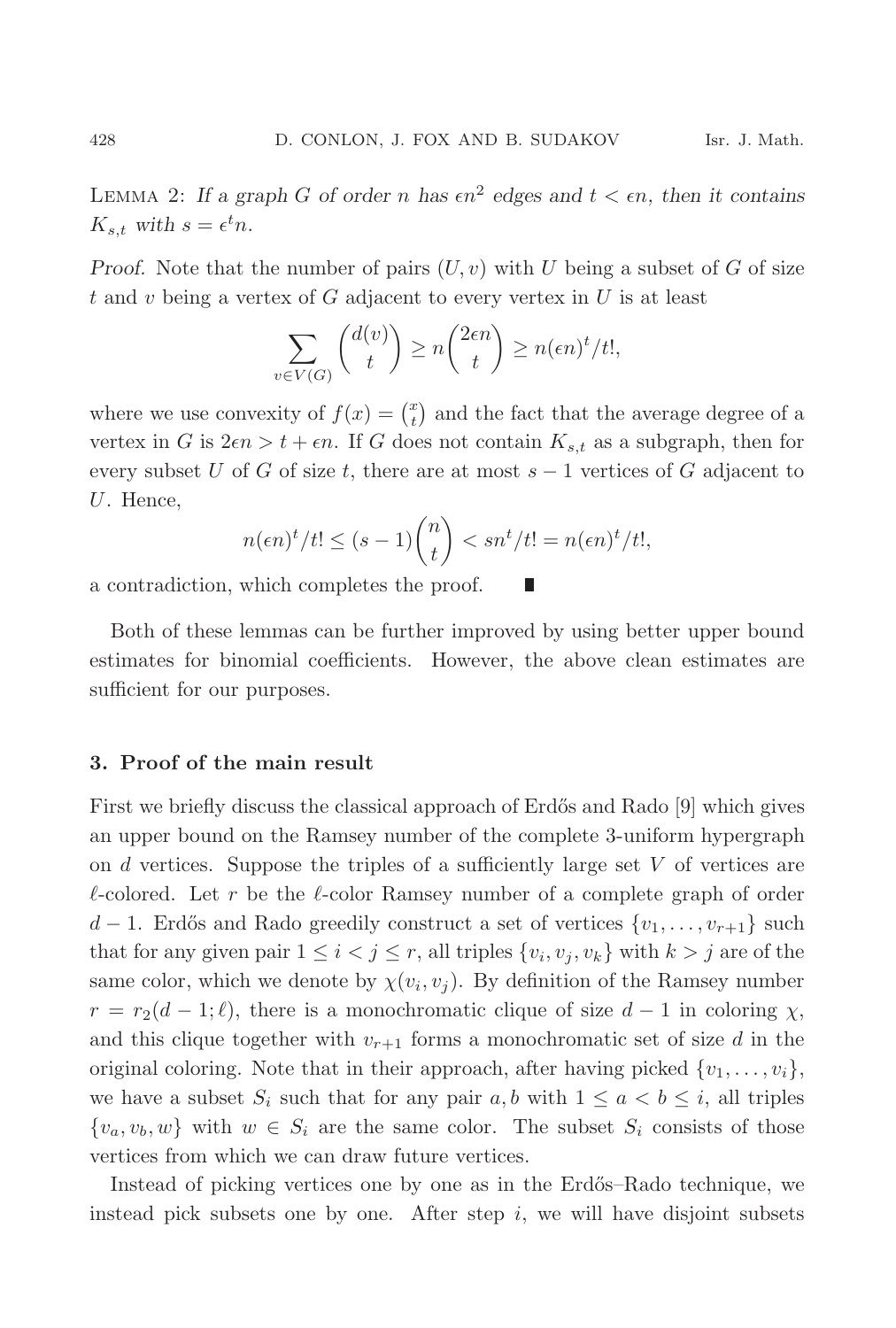**Lemma 2:** *If a graph $G$ of order $n$ has $\epsilon n^2$ edges and $t < \epsilon n$, then it contains $K_{s,t}$ with $s = \epsilon^t n$.*

*Proof.* Note that the number of pairs $(U, v)$ with $U$ being a subset of $G$ of size $t$ and $v$ being a vertex of $G$ adjacent to every vertex in $U$ is at least

$$\sum_{v \in V(G)} \binom{d(v)}{t} \geq n\binom{2\epsilon n}{t} \geq n(\epsilon n)^t/t!,$$

where we use convexity of $f(x) = \binom{x}{t}$ and the fact that the average degree of a vertex in $G$ is $2\epsilon n > t + \epsilon n$. If $G$ does not contain $K_{s,t}$ as a subgraph, then for every subset $U$ of $G$ of size $t$, there are at most $s - 1$ vertices of $G$ adjacent to $U$. Hence,

$$n(\epsilon n)^t/t! \leq (s-1)\binom{n}{t} < sn^t/t! = n(\epsilon n)^t/t!,$$

a contradiction, which completes the proof. ∎

Both of these lemmas can be further improved by using better upper bound estimates for binomial coefficients. However, the above clean estimates are sufficient for our purposes.

## 3. Proof of the main result

First we briefly discuss the classical approach of Erdős and Rado [9] which gives an upper bound on the Ramsey number of the complete 3-uniform hypergraph on $d$ vertices. Suppose the triples of a sufficiently large set $V$ of vertices are $\ell$-colored. Let $r$ be the $\ell$-color Ramsey number of a complete graph of order $d-1$. Erdős and Rado greedily construct a set of vertices $\{v_1, \ldots, v_{r+1}\}$ such that for any given pair $1 \leq i < j \leq r$, all triples $\{v_i, v_j, v_k\}$ with $k > j$ are of the same color, which we denote by $\chi(v_i, v_j)$. By definition of the Ramsey number $r = r_2(d-1; \ell)$, there is a monochromatic clique of size $d-1$ in coloring $\chi$, and this clique together with $v_{r+1}$ forms a monochromatic set of size $d$ in the original coloring. Note that in their approach, after having picked $\{v_1, \ldots, v_i\}$, we have a subset $S_i$ such that for any pair $a, b$ with $1 \leq a < b \leq i$, all triples $\{v_a, v_b, w\}$ with $w \in S_i$ are the same color. The subset $S_i$ consists of those vertices from which we can draw future vertices.

Instead of picking vertices one by one as in the Erdős–Rado technique, we instead pick subsets one by one. After step $i$, we will have disjoint subsets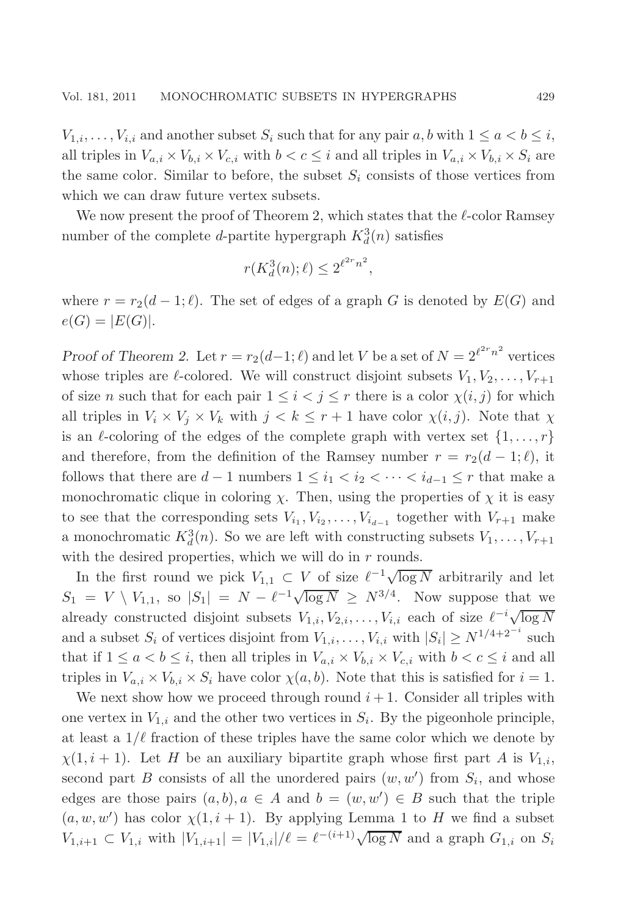$V_{1,i}, \ldots, V_{i,i}$ and another subset $S_i$ such that for any pair $a, b$ with $1 \leq a < b \leq i$, all triples in $V_{a,i} \times V_{b,i} \times V_{c,i}$ with $b < c \leq i$ and all triples in $V_{a,i} \times V_{b,i} \times S_i$ are the same color. Similar to before, the subset $S_i$ consists of those vertices from which we can draw future vertex subsets.

We now present the proof of Theorem 2, which states that the $\ell$-color Ramsey number of the complete $d$-partite hypergraph $K_d^3(n)$ satisfies

$$r(K_d^3(n); \ell) \leq 2^{\ell^{2r} n^2},$$

where $r = r_2(d-1; \ell)$. The set of edges of a graph $G$ is denoted by $E(G)$ and $e(G) = |E(G)|$.

*Proof of Theorem 2.* Let $r = r_2(d-1; \ell)$ and let $V$ be a set of $N = 2^{\ell^{2r} n^2}$ vertices whose triples are $\ell$-colored. We will construct disjoint subsets $V_1, V_2, \ldots, V_{r+1}$ of size $n$ such that for each pair $1 \leq i < j \leq r$ there is a color $\chi(i, j)$ for which all triples in $V_i \times V_j \times V_k$ with $j < k \leq r+1$ have color $\chi(i, j)$. Note that $\chi$ is an $\ell$-coloring of the edges of the complete graph with vertex set $\{1, \ldots, r\}$ and therefore, from the definition of the Ramsey number $r = r_2(d-1; \ell)$, it follows that there are $d-1$ numbers $1 \leq i_1 < i_2 < \cdots < i_{d-1} \leq r$ that make a monochromatic clique in coloring $\chi$. Then, using the properties of $\chi$ it is easy to see that the corresponding sets $V_{i_1}, V_{i_2}, \ldots, V_{i_{d-1}}$ together with $V_{r+1}$ make a monochromatic $K_d^3(n)$. So we are left with constructing subsets $V_1, \ldots, V_{r+1}$ with the desired properties, which we will do in $r$ rounds.

In the first round we pick $V_{1,1} \subset V$ of size $\ell^{-1}\sqrt{\log N}$ arbitrarily and let $S_1 = V \setminus V_{1,1}$, so $|S_1| = N - \ell^{-1}\sqrt{\log N} \geq N^{3/4}$. Now suppose that we already constructed disjoint subsets $V_{1,i}, V_{2,i}, \ldots, V_{i,i}$ each of size $\ell^{-i}\sqrt{\log N}$ and a subset $S_i$ of vertices disjoint from $V_{1,i}, \ldots, V_{i,i}$ with $|S_i| \geq N^{1/4+2^{-i}}$ such that if $1 \leq a < b \leq i$, then all triples in $V_{a,i} \times V_{b,i} \times V_{c,i}$ with $b < c \leq i$ and all triples in $V_{a,i} \times V_{b,i} \times S_i$ have color $\chi(a, b)$. Note that this is satisfied for $i = 1$.

We next show how we proceed through round $i+1$. Consider all triples with one vertex in $V_{1,i}$ and the other two vertices in $S_i$. By the pigeonhole principle, at least a $1/\ell$ fraction of these triples have the same color which we denote by $\chi(1, i+1)$. Let $H$ be an auxiliary bipartite graph whose first part $A$ is $V_{1,i}$, second part $B$ consists of all the unordered pairs $(w, w')$ from $S_i$, and whose edges are those pairs $(a, b), a \in A$ and $b = (w, w') \in B$ such that the triple $(a, w, w')$ has color $\chi(1, i+1)$. By applying Lemma 1 to $H$ we find a subset $V_{1,i+1} \subset V_{1,i}$ with $|V_{1,i+1}| = |V_{1,i}|/\ell = \ell^{-(i+1)}\sqrt{\log N}$ and a graph $G_{1,i}$ on $S_i$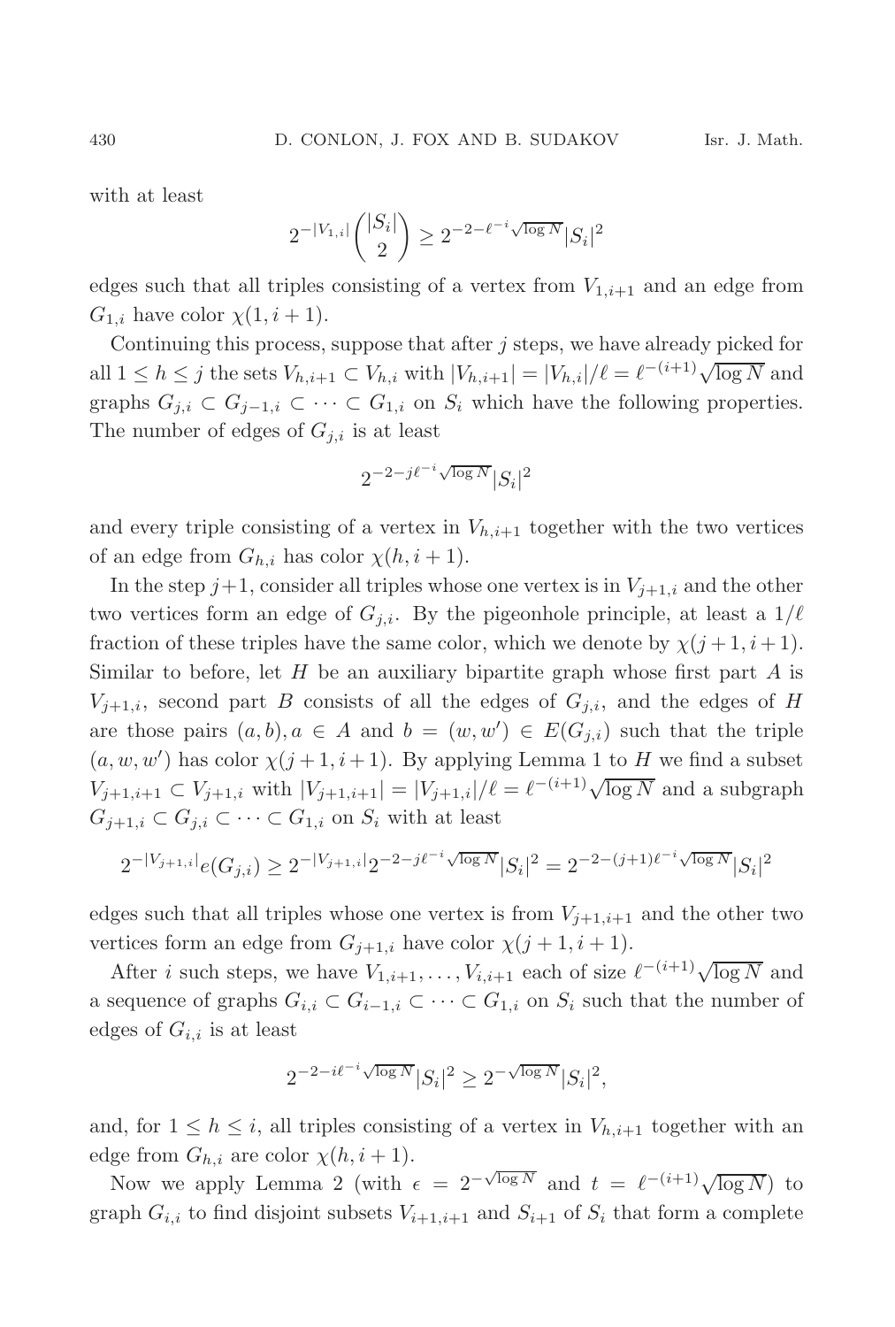with at least

$$2^{-|V_{1,i}|}\binom{|S_i|}{2} \geq 2^{-2-\ell^{-i}\sqrt{\log N}}|S_i|^2$$

edges such that all triples consisting of a vertex from $V_{1,i+1}$ and an edge from $G_{1,i}$ have color $\chi(1, i+1)$.

Continuing this process, suppose that after $j$ steps, we have already picked for all $1 \leq h \leq j$ the sets $V_{h,i+1} \subset V_{h,i}$ with $|V_{h,i+1}| = |V_{h,i}|/\ell = \ell^{-(i+1)}\sqrt{\log N}$ and graphs $G_{j,i} \subset G_{j-1,i} \subset \cdots \subset G_{1,i}$ on $S_i$ which have the following properties. The number of edges of $G_{j,i}$ is at least

$$2^{-2-j\ell^{-i}\sqrt{\log N}}|S_i|^2$$

and every triple consisting of a vertex in $V_{h,i+1}$ together with the two vertices of an edge from $G_{h,i}$ has color $\chi(h, i+1)$.

In the step $j+1$, consider all triples whose one vertex is in $V_{j+1,i}$ and the other two vertices form an edge of $G_{j,i}$. By the pigeonhole principle, at least a $1/\ell$ fraction of these triples have the same color, which we denote by $\chi(j+1, i+1)$. Similar to before, let $H$ be an auxiliary bipartite graph whose first part $A$ is $V_{j+1,i}$, second part $B$ consists of all the edges of $G_{j,i}$, and the edges of $H$ are those pairs $(a, b), a \in A$ and $b = (w, w') \in E(G_{j,i})$ such that the triple $(a, w, w')$ has color $\chi(j+1, i+1)$. By applying Lemma 1 to $H$ we find a subset $V_{j+1,i+1} \subset V_{j+1,i}$ with $|V_{j+1,i+1}| = |V_{j+1,i}|/\ell = \ell^{-(i+1)}\sqrt{\log N}$ and a subgraph $G_{j+1,i} \subset G_{j,i} \subset \cdots \subset G_{1,i}$ on $S_i$ with at least

$$2^{-|V_{j+1,i}|}e(G_{j,i}) \geq 2^{-|V_{j+1,i}|}2^{-2-j\ell^{-i}\sqrt{\log N}}|S_i|^2 = 2^{-2-(j+1)\ell^{-i}\sqrt{\log N}}|S_i|^2$$

edges such that all triples whose one vertex is from $V_{j+1,i+1}$ and the other two vertices form an edge from $G_{j+1,i}$ have color $\chi(j+1, i+1)$.

After $i$ such steps, we have $V_{1,i+1}, \ldots, V_{i,i+1}$ each of size $\ell^{-(i+1)}\sqrt{\log N}$ and a sequence of graphs $G_{i,i} \subset G_{i-1,i} \subset \cdots \subset G_{1,i}$ on $S_i$ such that the number of edges of $G_{i,i}$ is at least

$$2^{-2-i\ell^{-i}\sqrt{\log N}}|S_i|^2 \geq 2^{-\sqrt{\log N}}|S_i|^2,$$

and, for $1 \leq h \leq i$, all triples consisting of a vertex in $V_{h,i+1}$ together with an edge from $G_{h,i}$ are color $\chi(h, i+1)$.

Now we apply Lemma 2 (with $\epsilon = 2^{-\sqrt{\log N}}$ and $t = \ell^{-(i+1)}\sqrt{\log N}$) to graph $G_{i,i}$ to find disjoint subsets $V_{i+1,i+1}$ and $S_{i+1}$ of $S_i$ that form a complete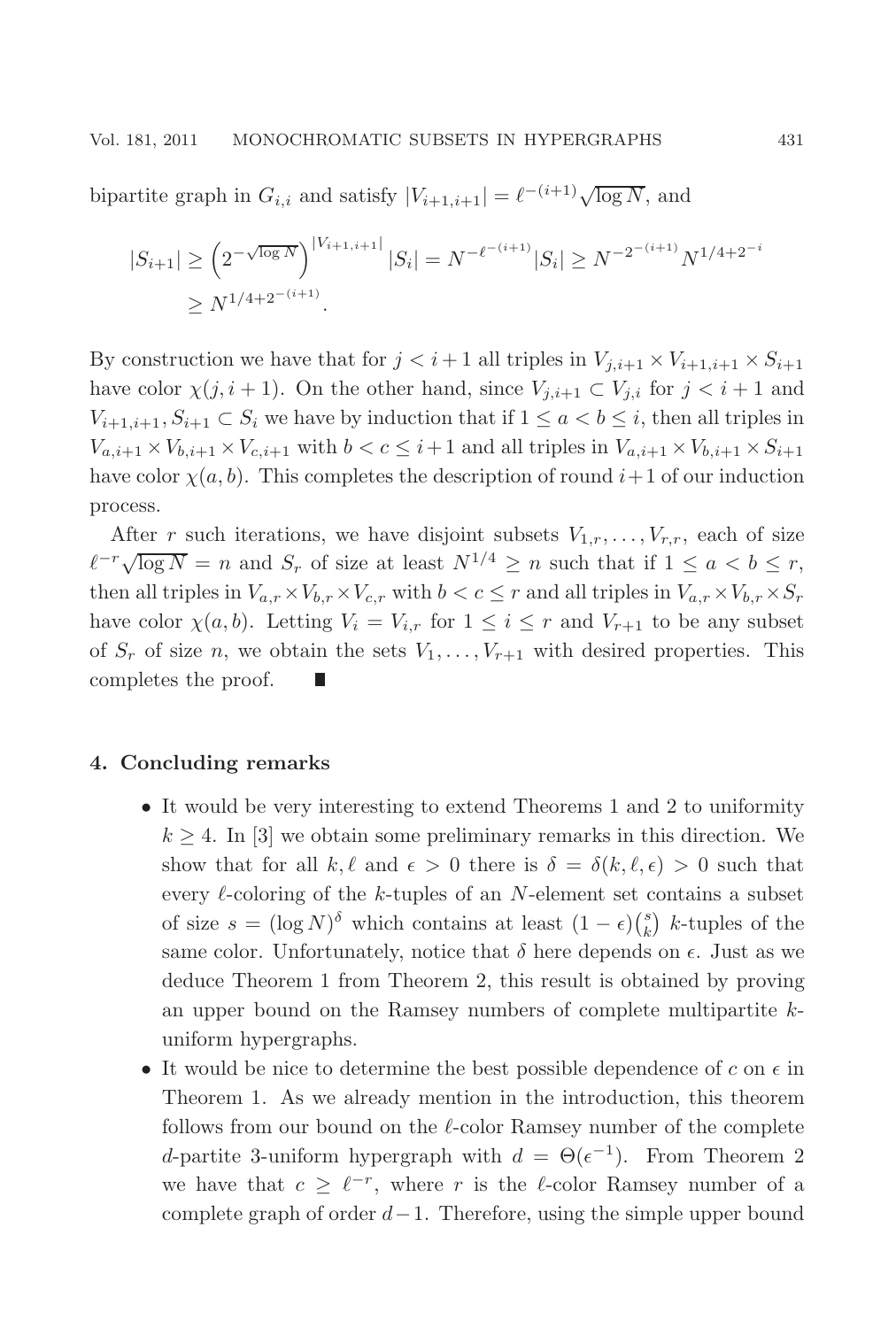bipartite graph in $G_{i,i}$ and satisfy $|V_{i+1,i+1}| = \ell^{-(i+1)}\sqrt{\log N}$, and

$$|S_{i+1}| \geq \left(2^{-\sqrt{\log N}}\right)^{|V_{i+1,i+1}|} |S_i| = N^{-\ell^{-(i+1)}}|S_i| \geq N^{-2^{-(i+1)}} N^{1/4+2^{-i}} \geq N^{1/4+2^{-(i+1)}}.$$

By construction we have that for $j < i+1$ all triples in $V_{j,i+1} \times V_{i+1,i+1} \times S_{i+1}$ have color $\chi(j, i+1)$. On the other hand, since $V_{j,i+1} \subset V_{j,i}$ for $j < i+1$ and $V_{i+1,i+1}, S_{i+1} \subset S_i$ we have by induction that if $1 \leq a < b \leq i$, then all triples in $V_{a,i+1} \times V_{b,i+1} \times V_{c,i+1}$ with $b < c \leq i+1$ and all triples in $V_{a,i+1} \times V_{b,i+1} \times S_{i+1}$ have color $\chi(a, b)$. This completes the description of round $i+1$ of our induction process.

After $r$ such iterations, we have disjoint subsets $V_{1,r}, \ldots, V_{r,r}$, each of size $\ell^{-r}\sqrt{\log N} = n$ and $S_r$ of size at least $N^{1/4} \geq n$ such that if $1 \leq a < b \leq r$, then all triples in $V_{a,r} \times V_{b,r} \times V_{c,r}$ with $b < c \leq r$ and all triples in $V_{a,r} \times V_{b,r} \times S_r$ have color $\chi(a, b)$. Letting $V_i = V_{i,r}$ for $1 \leq i \leq r$ and $V_{r+1}$ to be any subset of $S_r$ of size $n$, we obtain the sets $V_1, \ldots, V_{r+1}$ with desired properties. This completes the proof. ∎

## 4. Concluding remarks

- It would be very interesting to extend Theorems 1 and 2 to uniformity $k \geq 4$. In [3] we obtain some preliminary remarks in this direction. We show that for all $k, \ell$ and $\epsilon > 0$ there is $\delta = \delta(k, \ell, \epsilon) > 0$ such that every $\ell$-coloring of the $k$-tuples of an $N$-element set contains a subset of size $s = (\log N)^\delta$ which contains at least $(1-\epsilon)\binom{s}{k}$ $k$-tuples of the same color. Unfortunately, notice that $\delta$ here depends on $\epsilon$. Just as we deduce Theorem 1 from Theorem 2, this result is obtained by proving an upper bound on the Ramsey numbers of complete multipartite $k$-uniform hypergraphs.
- It would be nice to determine the best possible dependence of $c$ on $\epsilon$ in Theorem 1. As we already mention in the introduction, this theorem follows from our bound on the $\ell$-color Ramsey number of the complete $d$-partite 3-uniform hypergraph with $d = \Theta(\epsilon^{-1})$. From Theorem 2 we have that $c \geq \ell^{-r}$, where $r$ is the $\ell$-color Ramsey number of a complete graph of order $d-1$. Therefore, using the simple upper bound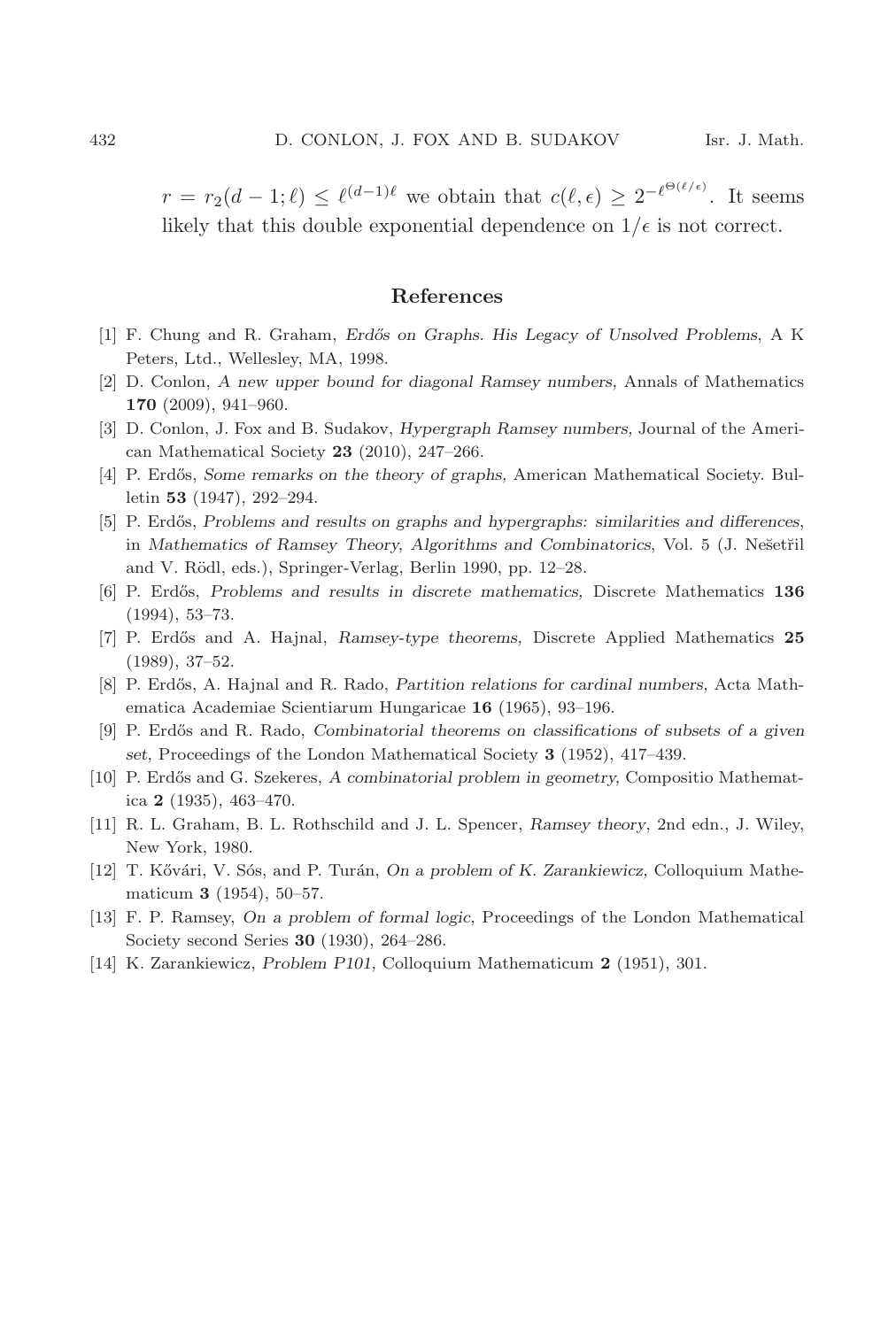$r = r_2(d-1;\ell) \leq \ell^{(d-1)\ell}$ we obtain that $c(\ell,\epsilon) \geq 2^{-\ell^{\Theta(\ell/\epsilon)}}$. It seems likely that this double exponential dependence on $1/\epsilon$ is not correct.

## References

[1] F. Chung and R. Graham, *Erdős on Graphs. His Legacy of Unsolved Problems*, A K Peters, Ltd., Wellesley, MA, 1998.

[2] D. Conlon, *A new upper bound for diagonal Ramsey numbers,* Annals of Mathematics **170** (2009), 941–960.

[3] D. Conlon, J. Fox and B. Sudakov, *Hypergraph Ramsey numbers*, Journal of the American Mathematical Society **23** (2010), 247–266.

[4] P. Erdős, *Some remarks on the theory of graphs,* American Mathematical Society. Bulletin **53** (1947), 292–294.

[5] P. Erdős, *Problems and results on graphs and hypergraphs: similarities and differences*, in *Mathematics of Ramsey Theory, Algorithms and Combinatorics*, Vol. 5 (J. Nešetřil and V. Rödl, eds.), Springer-Verlag, Berlin 1990, pp. 12–28.

[6] P. Erdős, *Problems and results in discrete mathematics,* Discrete Mathematics **136** (1994), 53–73.

[7] P. Erdős and A. Hajnal, *Ramsey-type theorems,* Discrete Applied Mathematics **25** (1989), 37–52.

[8] P. Erdős, A. Hajnal and R. Rado, *Partition relations for cardinal numbers,* Acta Mathematica Academiae Scientiarum Hungaricae **16** (1965), 93–196.

[9] P. Erdős and R. Rado, *Combinatorial theorems on classifications of subsets of a given set,* Proceedings of the London Mathematical Society **3** (1952), 417–439.

[10] P. Erdős and G. Szekeres, *A combinatorial problem in geometry,* Compositio Mathematica **2** (1935), 463–470.

[11] R. L. Graham, B. L. Rothschild and J. L. Spencer, *Ramsey theory*, 2nd edn., J. Wiley, New York, 1980.

[12] T. Kővári, V. Sós, and P. Turán, *On a problem of K. Zarankiewicz,* Colloquium Mathematicum **3** (1954), 50–57.

[13] F. P. Ramsey, *On a problem of formal logic,* Proceedings of the London Mathematical Society second Series **30** (1930), 264–286.

[14] K. Zarankiewicz, *Problem P101,* Colloquium Mathematicum **2** (1951), 301.